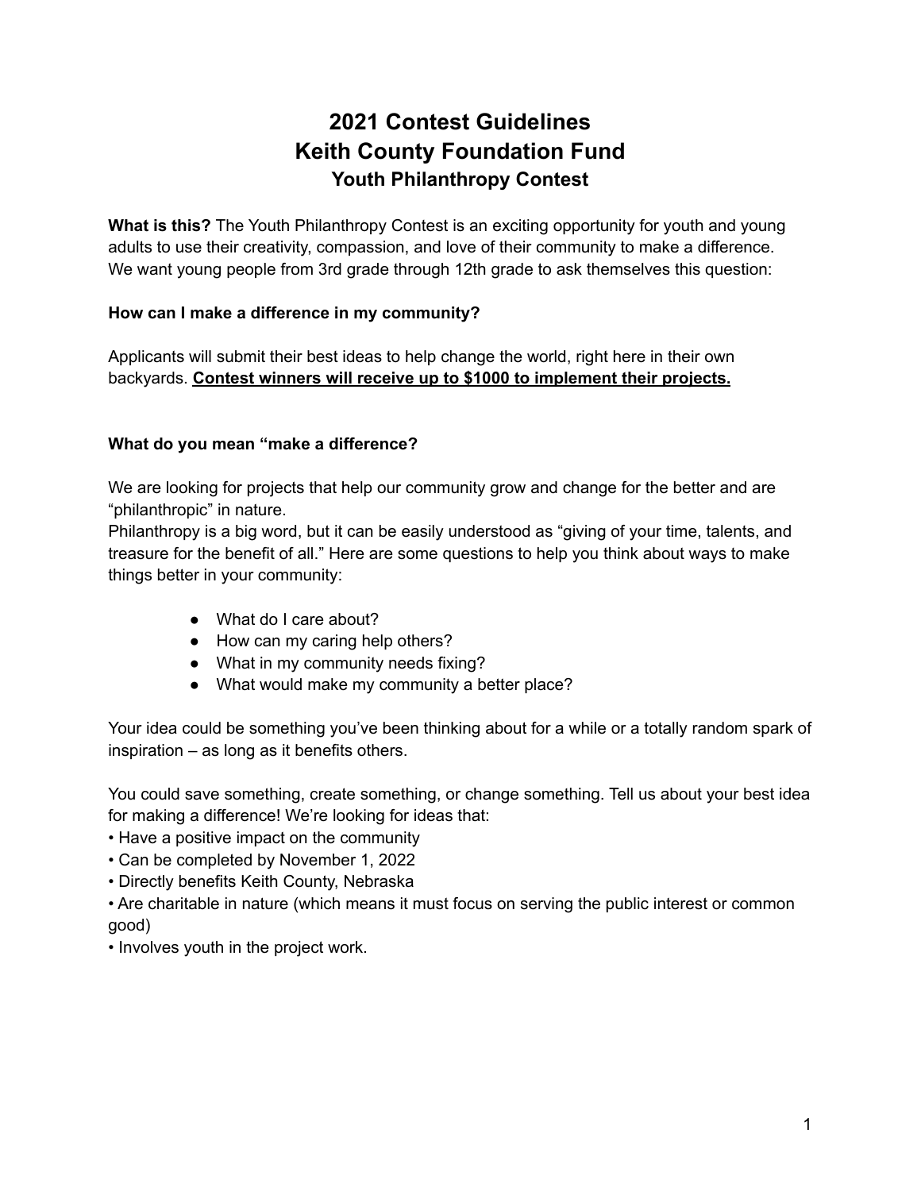# 2021 Contest Guidelines
# Keith County Foundation Fund
## Youth Philanthropy Contest

**What is this?** The Youth Philanthropy Contest is an exciting opportunity for youth and young adults to use their creativity, compassion, and love of their community to make a difference. We want young people from 3rd grade through 12th grade to ask themselves this question:

**How can I make a difference in my community?**

Applicants will submit their best ideas to help change the world, right here in their own backyards. **Contest winners will receive up to $1000 to implement their projects.**

**What do you mean "make a difference?**

We are looking for projects that help our community grow and change for the better and are "philanthropic" in nature.
Philanthropy is a big word, but it can be easily understood as "giving of your time, talents, and treasure for the benefit of all." Here are some questions to help you think about ways to make things better in your community:

- What do I care about?
- How can my caring help others?
- What in my community needs fixing?
- What would make my community a better place?

Your idea could be something you've been thinking about for a while or a totally random spark of inspiration – as long as it benefits others.

You could save something, create something, or change something. Tell us about your best idea for making a difference! We're looking for ideas that:

- Have a positive impact on the community
- Can be completed by November 1, 2022
- Directly benefits Keith County, Nebraska
- Are charitable in nature (which means it must focus on serving the public interest or common good)
- Involves youth in the project work.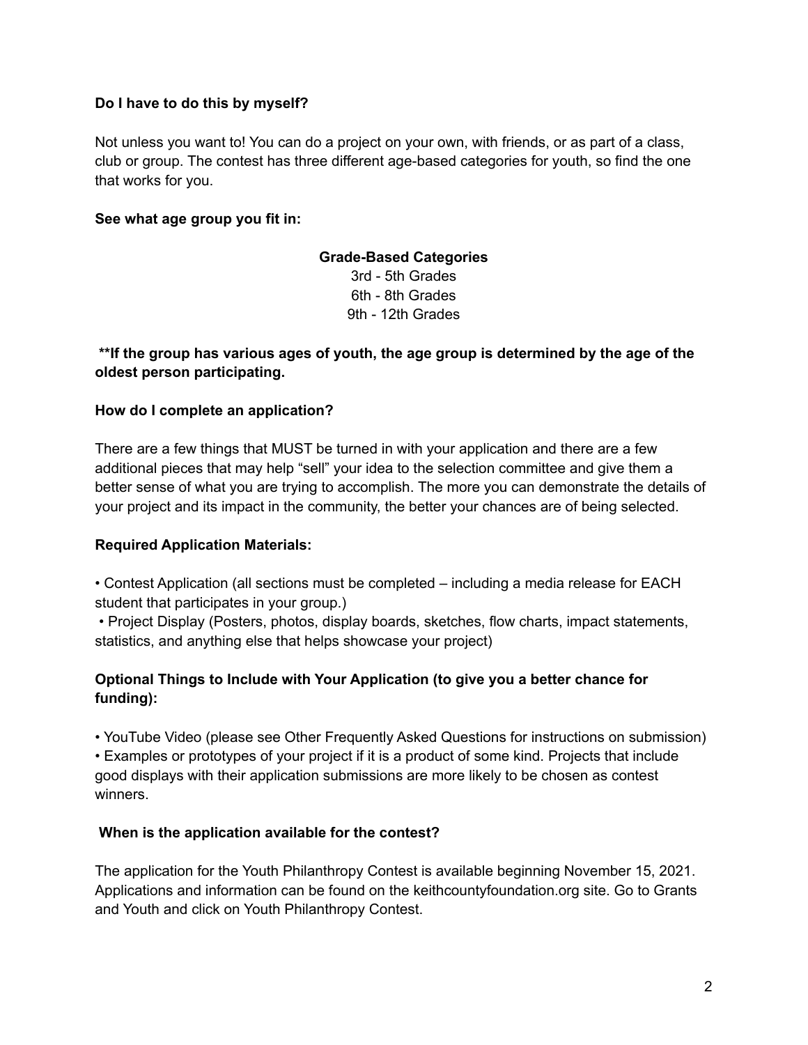**Do I have to do this by myself?**

Not unless you want to! You can do a project on your own, with friends, or as part of a class, club or group. The contest has three different age-based categories for youth, so find the one that works for you.

**See what age group you fit in:**

**Grade-Based Categories**
3rd - 5th Grades
6th - 8th Grades
9th - 12th Grades

**\*\*If the group has various ages of youth, the age group is determined by the age of the oldest person participating.**

**How do I complete an application?**

There are a few things that MUST be turned in with your application and there are a few additional pieces that may help "sell" your idea to the selection committee and give them a better sense of what you are trying to accomplish. The more you can demonstrate the details of your project and its impact in the community, the better your chances are of being selected.

**Required Application Materials:**

• Contest Application (all sections must be completed – including a media release for EACH student that participates in your group.)
• Project Display (Posters, photos, display boards, sketches, flow charts, impact statements, statistics, and anything else that helps showcase your project)

**Optional Things to Include with Your Application (to give you a better chance for funding):**

• YouTube Video (please see Other Frequently Asked Questions for instructions on submission)
• Examples or prototypes of your project if it is a product of some kind. Projects that include good displays with their application submissions are more likely to be chosen as contest winners.

**When is the application available for the contest?**

The application for the Youth Philanthropy Contest is available beginning November 15, 2021. Applications and information can be found on the keithcountyfoundation.org site. Go to Grants and Youth and click on Youth Philanthropy Contest.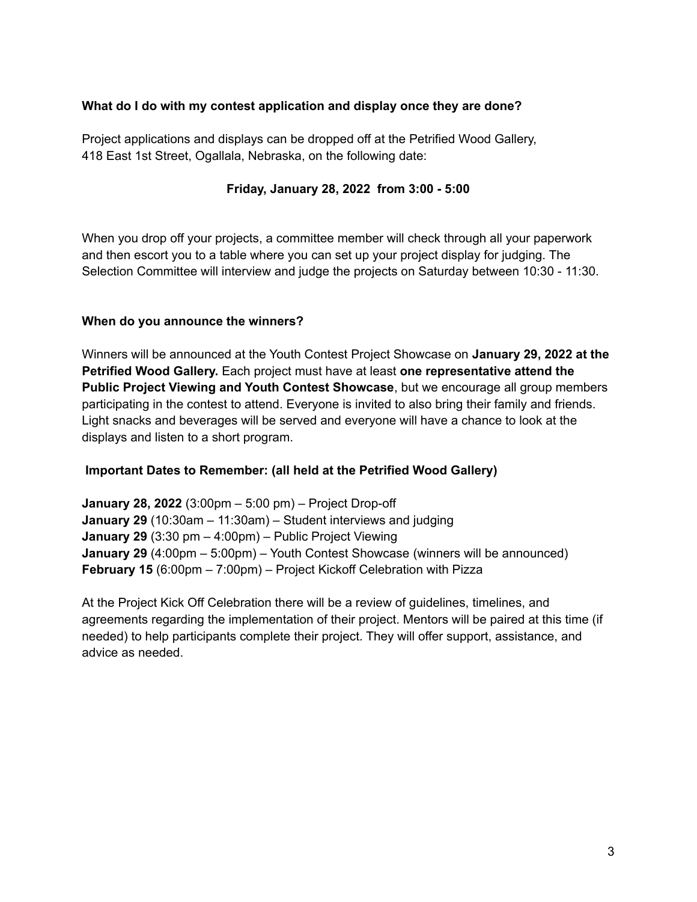**What do I do with my contest application and display once they are done?**

Project applications and displays can be dropped off at the Petrified Wood Gallery, 418 East 1st Street, Ogallala, Nebraska, on the following date:

**Friday, January 28, 2022 from 3:00 - 5:00**

When you drop off your projects, a committee member will check through all your paperwork and then escort you to a table where you can set up your project display for judging. The Selection Committee will interview and judge the projects on Saturday between 10:30 - 11:30.

**When do you announce the winners?**

Winners will be announced at the Youth Contest Project Showcase on **January 29, 2022 at the Petrified Wood Gallery.** Each project must have at least **one representative attend the Public Project Viewing and Youth Contest Showcase**, but we encourage all group members participating in the contest to attend. Everyone is invited to also bring their family and friends. Light snacks and beverages will be served and everyone will have a chance to look at the displays and listen to a short program.

**Important Dates to Remember: (all held at the Petrified Wood Gallery)**

**January 28, 2022** (3:00pm – 5:00 pm) – Project Drop-off
**January 29** (10:30am – 11:30am) – Student interviews and judging
**January 29** (3:30 pm – 4:00pm) – Public Project Viewing
**January 29** (4:00pm – 5:00pm) – Youth Contest Showcase (winners will be announced)
**February 15** (6:00pm – 7:00pm) – Project Kickoff Celebration with Pizza

At the Project Kick Off Celebration there will be a review of guidelines, timelines, and agreements regarding the implementation of their project. Mentors will be paired at this time (if needed) to help participants complete their project. They will offer support, assistance, and advice as needed.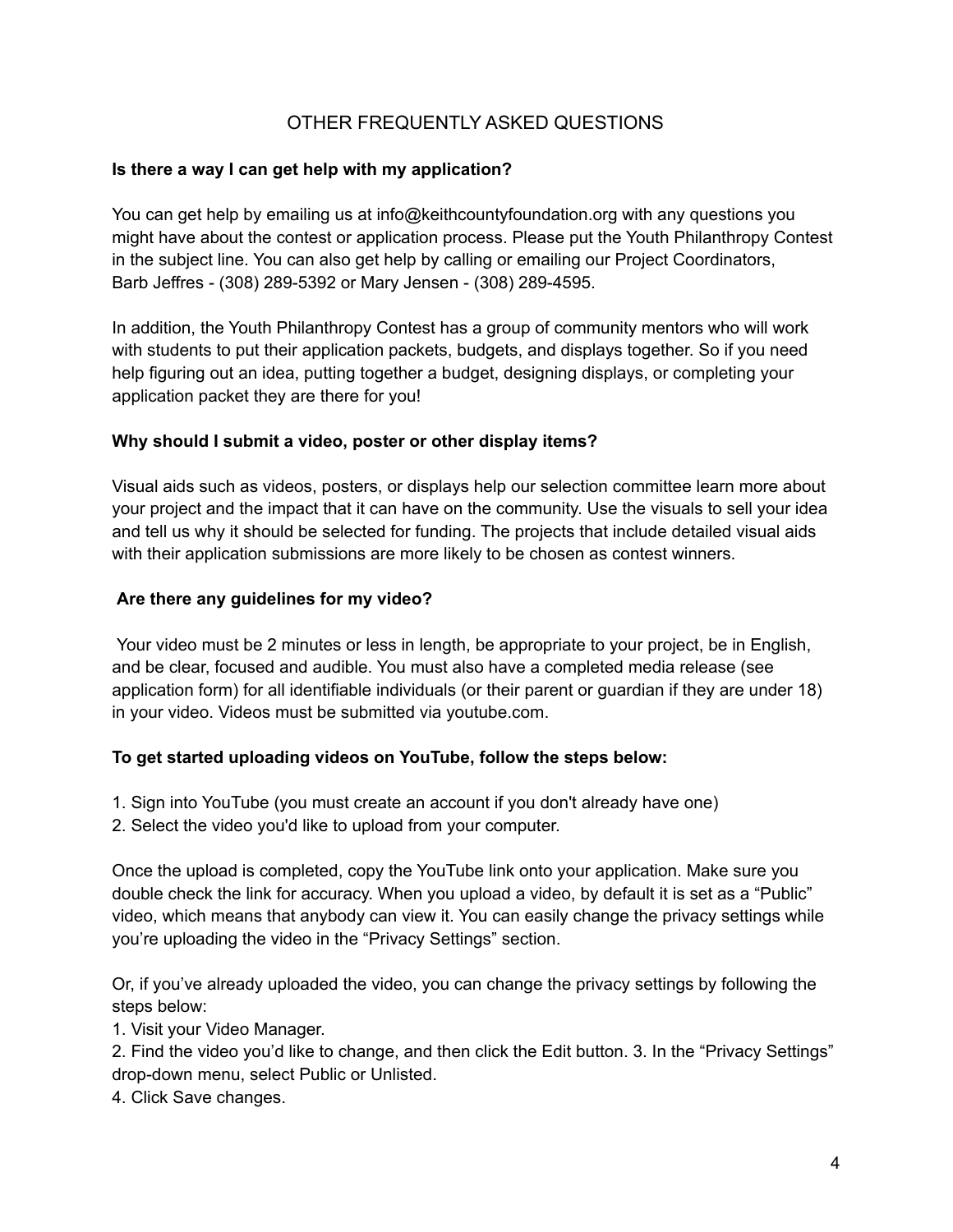## OTHER FREQUENTLY ASKED QUESTIONS

**Is there a way I can get help with my application?**

You can get help by emailing us at info@keithcountyfoundation.org with any questions you might have about the contest or application process. Please put the Youth Philanthropy Contest in the subject line. You can also get help by calling or emailing our Project Coordinators, Barb Jeffres - (308) 289-5392 or Mary Jensen - (308) 289-4595.

In addition, the Youth Philanthropy Contest has a group of community mentors who will work with students to put their application packets, budgets, and displays together. So if you need help figuring out an idea, putting together a budget, designing displays, or completing your application packet they are there for you!

**Why should I submit a video, poster or other display items?**

Visual aids such as videos, posters, or displays help our selection committee learn more about your project and the impact that it can have on the community. Use the visuals to sell your idea and tell us why it should be selected for funding. The projects that include detailed visual aids with their application submissions are more likely to be chosen as contest winners.

**Are there any guidelines for my video?**

Your video must be 2 minutes or less in length, be appropriate to your project, be in English, and be clear, focused and audible. You must also have a completed media release (see application form) for all identifiable individuals (or their parent or guardian if they are under 18) in your video. Videos must be submitted via youtube.com.

**To get started uploading videos on YouTube, follow the steps below:**

1. Sign into YouTube (you must create an account if you don't already have one)
2. Select the video you'd like to upload from your computer.

Once the upload is completed, copy the YouTube link onto your application. Make sure you double check the link for accuracy. When you upload a video, by default it is set as a "Public" video, which means that anybody can view it. You can easily change the privacy settings while you're uploading the video in the "Privacy Settings" section.

Or, if you've already uploaded the video, you can change the privacy settings by following the steps below:

1. Visit your Video Manager.
2. Find the video you'd like to change, and then click the Edit button. 3. In the "Privacy Settings" drop-down menu, select Public or Unlisted.
4. Click Save changes.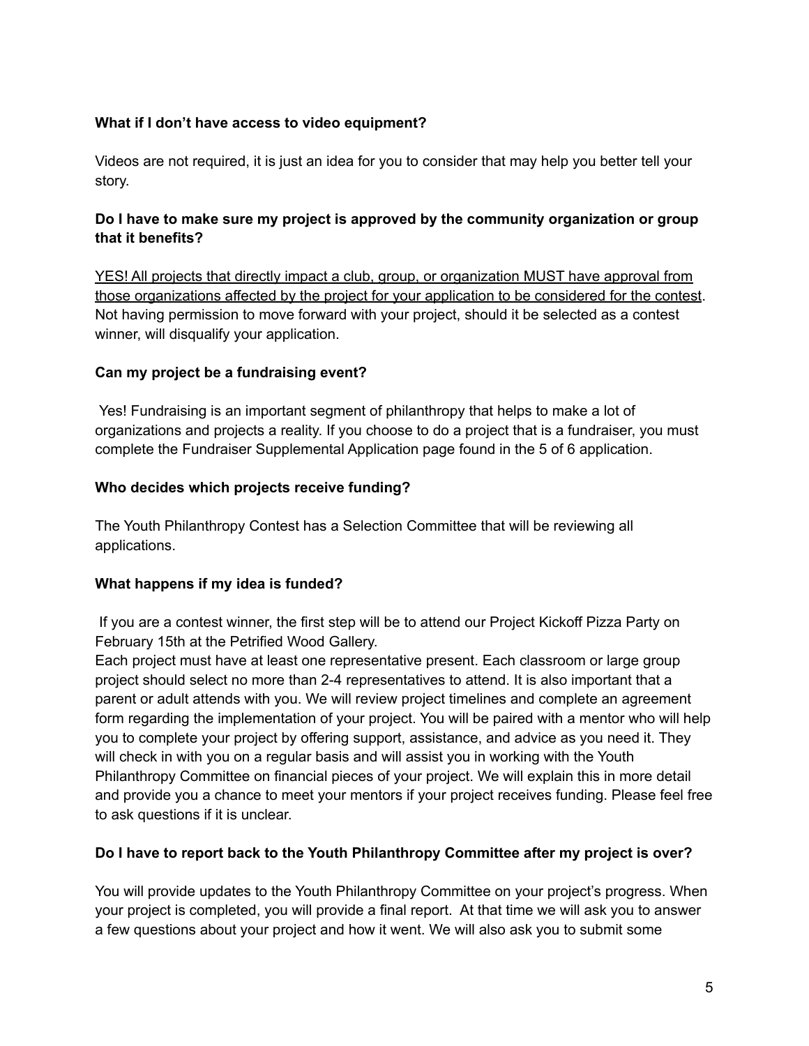**What if I don't have access to video equipment?**

Videos are not required, it is just an idea for you to consider that may help you better tell your story.

**Do I have to make sure my project is approved by the community organization or group that it benefits?**

<u>YES! All projects that directly impact a club, group, or organization MUST have approval from those organizations affected by the project for your application to be considered for the contest</u>. Not having permission to move forward with your project, should it be selected as a contest winner, will disqualify your application.

**Can my project be a fundraising event?**

Yes! Fundraising is an important segment of philanthropy that helps to make a lot of organizations and projects a reality. If you choose to do a project that is a fundraiser, you must complete the Fundraiser Supplemental Application page found in the 5 of 6 application.

**Who decides which projects receive funding?**

The Youth Philanthropy Contest has a Selection Committee that will be reviewing all applications.

**What happens if my idea is funded?**

If you are a contest winner, the first step will be to attend our Project Kickoff Pizza Party on February 15th at the Petrified Wood Gallery.
Each project must have at least one representative present. Each classroom or large group project should select no more than 2-4 representatives to attend. It is also important that a parent or adult attends with you. We will review project timelines and complete an agreement form regarding the implementation of your project. You will be paired with a mentor who will help you to complete your project by offering support, assistance, and advice as you need it. They will check in with you on a regular basis and will assist you in working with the Youth Philanthropy Committee on financial pieces of your project. We will explain this in more detail and provide you a chance to meet your mentors if your project receives funding. Please feel free to ask questions if it is unclear.

**Do I have to report back to the Youth Philanthropy Committee after my project is over?**

You will provide updates to the Youth Philanthropy Committee on your project's progress. When your project is completed, you will provide a final report. At that time we will ask you to answer a few questions about your project and how it went. We will also ask you to submit some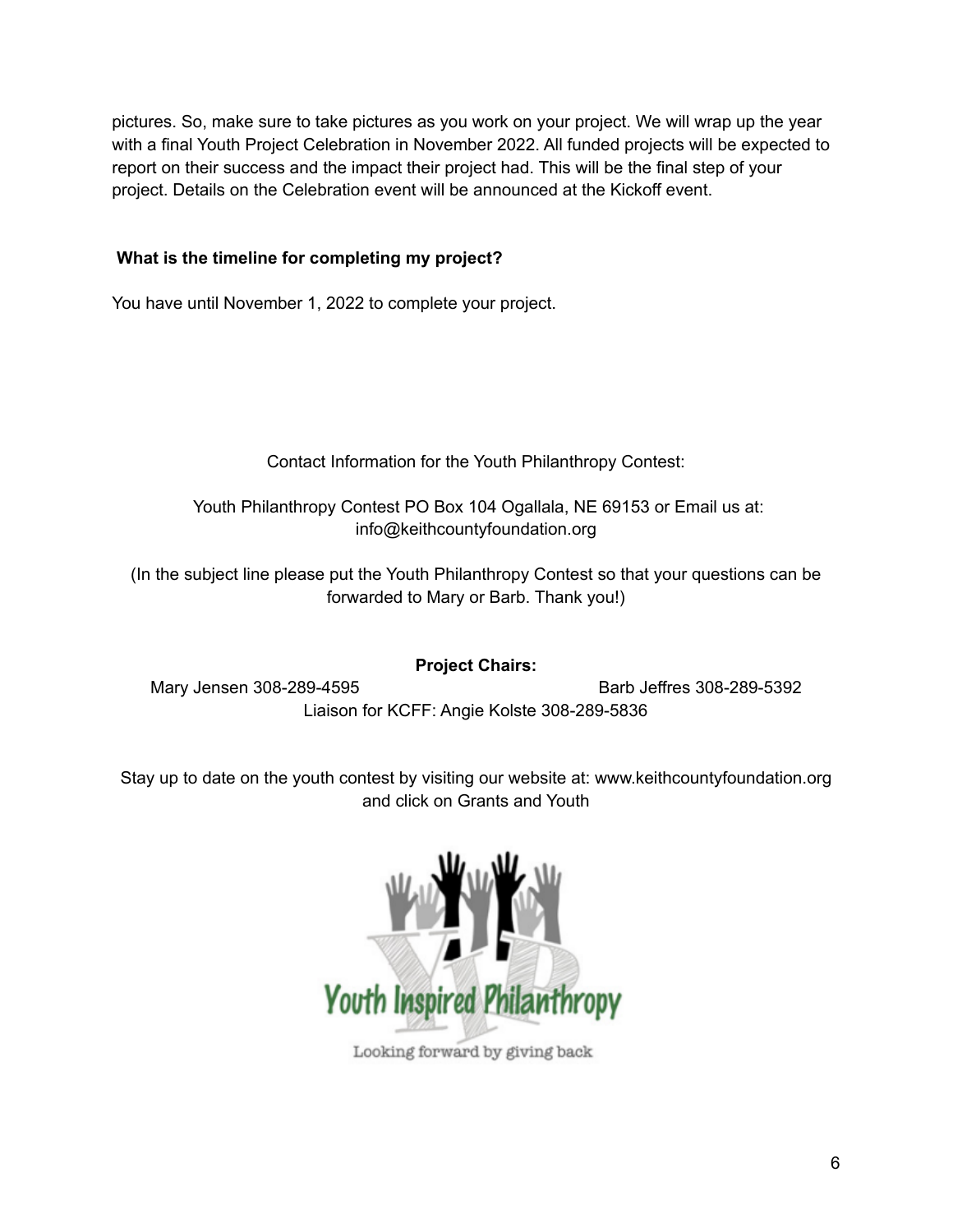pictures. So, make sure to take pictures as you work on your project. We will wrap up the year with a final Youth Project Celebration in November 2022. All funded projects will be expected to report on their success and the impact their project had. This will be the final step of your project. Details on the Celebration event will be announced at the Kickoff event.

**What is the timeline for completing my project?**

You have until November 1, 2022 to complete your project.

Contact Information for the Youth Philanthropy Contest:

Youth Philanthropy Contest PO Box 104 Ogallala, NE 69153 or Email us at: info@keithcountyfoundation.org

(In the subject line please put the Youth Philanthropy Contest so that your questions can be forwarded to Mary or Barb. Thank you!)

**Project Chairs:**

Mary Jensen 308-289-4595

Barb Jeffres 308-289-5392

Liaison for KCFF: Angie Kolste 308-289-5836

Stay up to date on the youth contest by visiting our website at: www.keithcountyfoundation.org and click on Grants and Youth

Youth Inspired Philanthropy

Looking forward by giving back